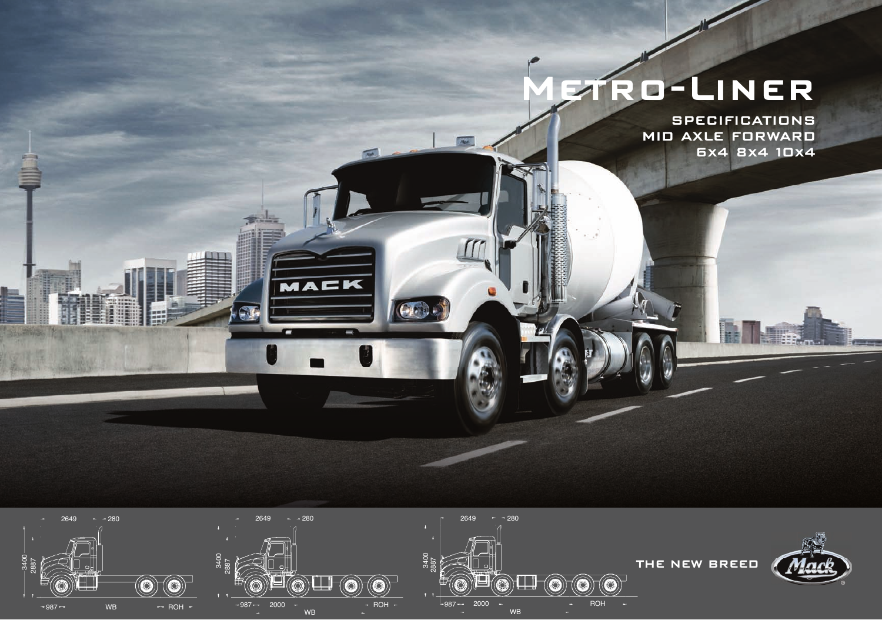# Metro-Liner

## Specifications
## Mid Axle Forward
## 6x4 8x4 10x4

2649 280
3400 2887
987 WB ROH

2649 280
3400 2887
987 2000 WB ROH

2649 280
3400 2887
987 2000 WB ROH

THE NEW BREED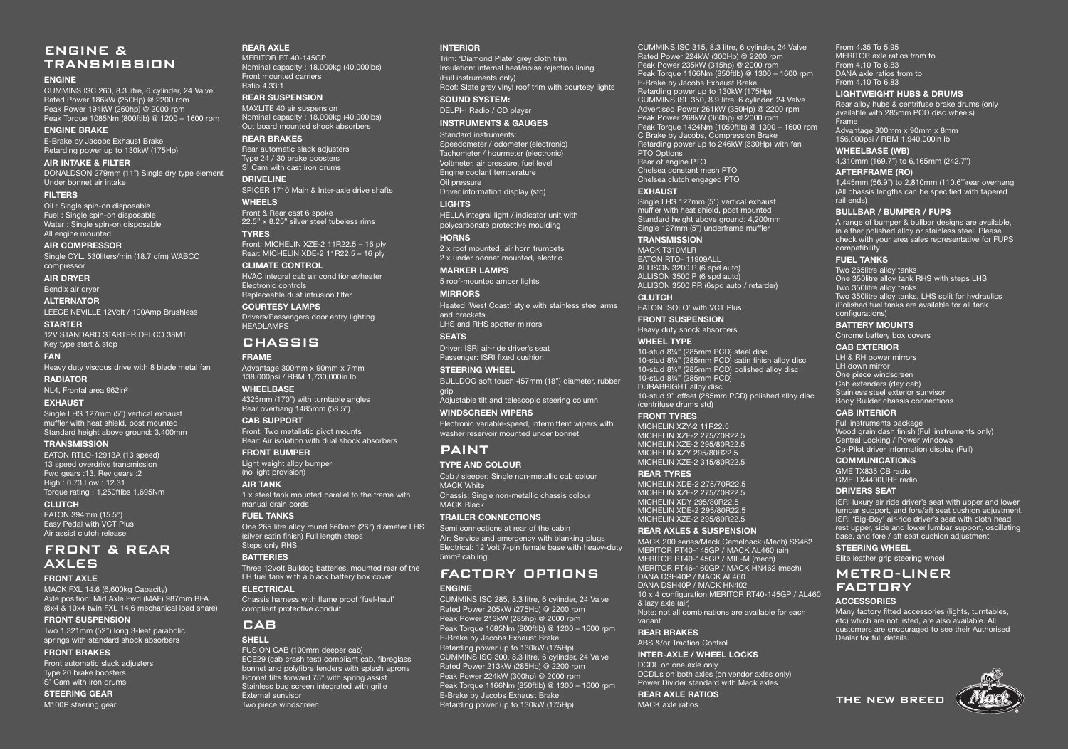# ENGINE & TRANSMISSION

### ENGINE

CUMMINS ISC 260, 8.3 litre, 6 cylinder, 24 Valve
Rated Power 186kW (250Hp) @ 2200 rpm
Peak Power 194kW (260hp) @ 2000 rpm
Peak Torque 1085Nm (800ftlb) @ 1200 – 1600 rpm

### ENGINE BRAKE

E-Brake by Jacobs Exhaust Brake
Retarding power up to 130kW (175Hp)

### AIR INTAKE & FILTER

DONALDSON 279mm (11") Single dry type element
Under bonnet air intake

### FILTERS

Oil : Single spin-on disposable
Fuel : Single spin-on disposable
Water : Single spin-on disposable
All engine mounted

### AIR COMPRESSOR

Single CYL. 530liters/min (18.7 cfm) WABCO compressor

### AIR DRYER

Bendix air dryer

### ALTERNATOR

LEECE NEVILLE 12Volt / 100Amp Brushless

### STARTER

12V STANDARD STARTER DELCO 38MT
Key type start & stop

### FAN

Heavy duty viscous drive with 8 blade metal fan

### RADIATOR

NL4, Frontal area 962in²

### EXHAUST

Single LHS 127mm (5") vertical exhaust muffler with heat shield, post mounted
Standard height above ground: 3,400mm

### TRANSMISSION

EATON RTLO-12913A (13 speed)
13 speed overdrive transmission
Fwd gears :13, Rev gears :2
High : 0.73 Low : 12.31
Torque rating : 1,250ftlbs 1,695Nm

### CLUTCH

EATON 394mm (15.5")
Easy Pedal with VCT Plus
Air assist clutch release

# FRONT & REAR AXLES

### FRONT AXLE

MACK FXL 14.6 (6,600kg Capacity)
Axle position: Mid Axle Fwd (MAF) 987mm BFA
(8x4 & 10x4 twin FXL 14.6 mechanical load share)

### FRONT SUSPENSION

Two 1,321mm (52") long 3-leaf parabolic springs with standard shock absorbers

### FRONT BRAKES

Front automatic slack adjusters
Type 20 brake boosters
S' Cam with iron drums

### STEERING GEAR

M100P steering gear

### REAR AXLE

MERITOR RT 40-145GP
Nominal capacity : 18,000kg (40,000lbs)
Front mounted carriers
Ratio 4.33:1

### REAR SUSPENSION

MAXLITE 40 air suspension
Nominal capacity : 18,000kg (40,000lbs)
Out board mounted shock absorbers

### REAR BRAKES

Rear automatic slack adjusters
Type 24 / 30 brake boosters
S' Cam with cast iron drums

### DRIVELINE

SPICER 1710 Main & Inter-axle drive shafts

### WHEELS

Front & Rear cast 6 spoke
22.5" x 8.25" silver steel tubeless rims

### TYRES

Front: MICHELIN XZE-2 11R22.5 – 16 ply
Rear: MICHELIN XDE-2 11R22.5 – 16 ply

### CLIMATE CONTROL

HVAC integral cab air conditioner/heater
Electronic controls
Replaceable dust intrusion filter

### COURTESY LAMPS

Drivers/Passengers door entry lighting
HEADLAMPS

# CHASSIS

### FRAME

Advantage 300mm x 90mm x 7mm
138,000psi / RBM 1,730,000in lb

### WHEELBASE

4325mm (170") with turntable angles
Rear overhang 1485mm (58.5")

### CAB SUPPORT

Front: Two metalistic pivot mounts
Rear: Air isolation with dual shock absorbers

### FRONT BUMPER

Light weight alloy bumper
(no light provision)

### AIR TANK

1 x steel tank mounted parallel to the frame with manual drain cords

### FUEL TANKS

One 265 litre alloy round 660mm (26") diameter LHS (silver satin finish) Full length steps
Steps only RHS

### BATTERIES

Three 12volt Bulldog batteries, mounted rear of the LH fuel tank with a black battery box cover

### ELECTRICAL

Chassis harness with flame proof 'fuel-haul' compliant protective conduit

# CAB

### SHELL

FUSION CAB (100mm deeper cab)
ECE29 (cab crash test) compliant cab, fibreglass bonnet and polyfibre fenders with splash aprons
Bonnet tilts forward 75° with spring assist
Stainless bug screen integrated with grille
External sunvisor
Two piece windscreen

### INTERIOR

Trim: 'Diamond Plate' grey cloth trim
Insulation: internal heat/noise rejection lining
(Full instruments only)
Roof: Slate grey vinyl roof trim with courtesy lights

### SOUND SYSTEM:

DELPHI Radio / CD player

### INSTRUMENTS & GAUGES

Standard instruments:
Speedometer / odometer (electronic)
Tachometer / hourmeter (electronic)
Voltmeter, air pressure, fuel level
Engine coolant temperature
Oil pressure
Driver information display (std)

### LIGHTS

HELLA integral light / indicator unit with polycarbonate protective moulding

### HORNS

2 x roof mounted, air horn trumpets
2 x under bonnet mounted, electric

### MARKER LAMPS

5 roof-mounted amber lights

### MIRRORS

Heated 'West Coast' style with stainless steel arms and brackets
LHS and RHS spotter mirrors

### SEATS

Driver: ISRI air-ride driver's seat
Passenger: ISRI fixed cushion

### STEERING WHEEL

BULLDOG soft touch 457mm (18") diameter, rubber grip
Adjustable tilt and telescopic steering column

### WINDSCREEN WIPERS

Electronic variable-speed, intermittent wipers with washer reservoir mounted under bonnet

# PAINT

### TYPE AND COLOUR

Cab / sleeper: Single non-metallic cab colour
MACK White
Chassis: Single non-metallic chassis colour
MACK Black

### TRAILER CONNECTIONS

Semi connections at rear of the cabin
Air: Service and emergency with blanking plugs
Electrical: 12 Volt 7-pin female base with heavy-duty 5mm² cabling

# FACTORY OPTIONS

### ENGINE

CUMMINS ISC 285, 8.3 litre, 6 cylinder, 24 Valve
Rated Power 205kW (275Hp) @ 2200 rpm
Peak Power 213kW (285hp) @ 2000 rpm
Peak Torque 1085Nm (800ftlb) @ 1200 – 1600 rpm
E-Brake by Jacobs Exhaust Brake
Retarding power up to 130kW (175Hp)
CUMMINS ISC 300, 8.3 litre, 6 cylinder, 24 Valve
Rated Power 213kW (285Hp) @ 2200 rpm
Peak Power 224kW (300hp) @ 2000 rpm
Peak Torque 1166Nm (850ftlb) @ 1300 – 1600 rpm
E-Brake by Jacobs Exhaust Brake
Retarding power up to 130kW (175Hp)
CUMMINS ISC 315, 8.3 litre, 6 cylinder, 24 Valve
Rated Power 224kW (300Hp) @ 2200 rpm
Peak Power 235kW (315hp) @ 2000 rpm
Peak Torque 1166Nm (850ftlb) @ 1300 – 1600 rpm
E-Brake by Jacobs Exhaust Brake
Retarding power up to 130kW (175Hp)
CUMMINS ISL 350, 8.9 litre, 6 cylinder, 24 Valve
Advertised Power 261kW (350Hp) @ 2200 rpm
Peak Power 268kW (360hp) @ 2000 rpm
Peak Torque 1424Nm (1050ftlb) @ 1300 – 1600 rpm
C Brake by Jacobs, Compression Brake
Retarding power up to 246kW (330Hp) with fan
PTO Options
Rear of engine PTO
Chelsea constant mesh PTO
Chelsea clutch engaged PTO

### EXHAUST

Single LHS 127mm (5") vertical exhaust muffler with heat shield, post mounted
Standard height above ground: 4,200mm
Single 127mm (5") underframe muffler

### TRANSMISSION

MACK T310MLR
EATON RTO- 11909ALL
ALLISON 3200 P (6 spd auto)
ALLISON 3500 P (6 spd auto)
ALLISON 3500 PR (6spd auto / retarder)

### CLUTCH

EATON 'SOLO' with VCT Plus

### FRONT SUSPENSION

Heavy duty shock absorbers

### WHEEL TYPE

10-stud 8¼" (285mm PCD) steel disc
10-stud 8¼" (285mm PCD) satin finish alloy disc
10-stud 8¼" (285mm PCD) polished alloy disc
10-stud 8¼" (285mm PCD)
DURABRIGHT alloy disc
10-stud 9" offset (285mm PCD) polished alloy disc (centrifuse drums std)

### FRONT TYRES

MICHELIN XZY-2 11R22.5
MICHELIN XZE-2 275/70R22.5
MICHELIN XZE-2 295/80R22.5
MICHELIN XZY 295/80R22.5
MICHELIN XZE-2 315/80R22.5

### REAR TYRES

MICHELIN XDE-2 275/70R22.5
MICHELIN XZE-2 275/70R22.5
MICHELIN XDY 295/80R22.5
MICHELIN XDE-2 295/80R22.5
MICHELIN XZE-2 295/80R22.5

### REAR AXLES & SUSPENSION

MACK 200 series/Mack Camelback (Mech) SS462
MERITOR RT40-145GP / MACK AL460 (air)
MERITOR RT40-145GP / MIL-M (mech)
MERITOR RT46-160GP / MACK HN462 (mech)
DANA DSH40P / MACK AL460
DANA DSH40P / MACK HN402
10 x 4 configuration MERITOR RT40-145GP / AL460 & lazy axle (air)
Note: not all combinations are available for each variant

### REAR BRAKES

ABS &/or Traction Control

### INTER-AXLE / WHEEL LOCKS

DCDL on one axle only
DCDL's on both axles (on vendor axles only)
Power Divider standard with Mack axles

### REAR AXLE RATIOS

MACK axle ratios
From 4.35 To 5.95
MERITOR axle ratios from to
From 4.10 To 6.83
DANA axle ratios from to
From 4.10 To 6.83

### LIGHTWEIGHT HUBS & DRUMS

Rear alloy hubs & centrifuse brake drums (only available with 285mm PCD disc wheels)
Frame
Advantage 300mm x 90mm x 8mm
156,000psi / RBM 1,940,000in lb

### WHEELBASE (WB)

4,310mm (169.7") to 6,165mm (242.7")

### AFTERFRAME (RO)

1,445mm (56.9") to 2,810mm (110.6")rear overhang
(All chassis lengths can be specified with tapered rail ends)

### BULLBAR / BUMPER / FUPS

A range of bumper & bullbar designs are available, in either polished alloy or stainless steel. Please check with your area sales representative for FUPS compatibility

### FUEL TANKS

Two 265litre alloy tanks
One 350litre alloy tank RHS with steps LHS
Two 350litre alloy tanks
Two 350litre alloy tanks, LHS split for hydraulics
(Polished fuel tanks are available for all tank configurations)

### BATTERY MOUNTS

Chrome battery box covers

### CAB EXTERIOR

LH & RH power mirrors
LH down mirror
One piece windscreen
Cab extenders (day cab)
Stainless steel exterior sunvisor
Body Builder chassis connections

### CAB INTERIOR

Full instruments package
Wood grain dash finish (Full instruments only)
Central Locking / Power windows
Co-Pilot driver information display (Full)

### COMMUNICATIONS

GME TX835 CB radio
GME TX4400UHF radio

### DRIVERS SEAT

ISRI luxury air ride driver's seat with upper and lower lumbar support, and fore/aft seat cushion adjustment.
ISRI 'Big-Boy' air-ride driver's seat with cloth head rest upper, side and lower lumbar support, oscillating base, and fore / aft seat cushion adjustment

### STEERING WHEEL

Elite leather grip steering wheel

# METRO-LINER FACTORY

### ACCESSORIES

Many factory fitted accessories (lights, turntables, etc) which are not listed, are also available. All customers are encouraged to see their Authorised Dealer for full details.

THE NEW BREED